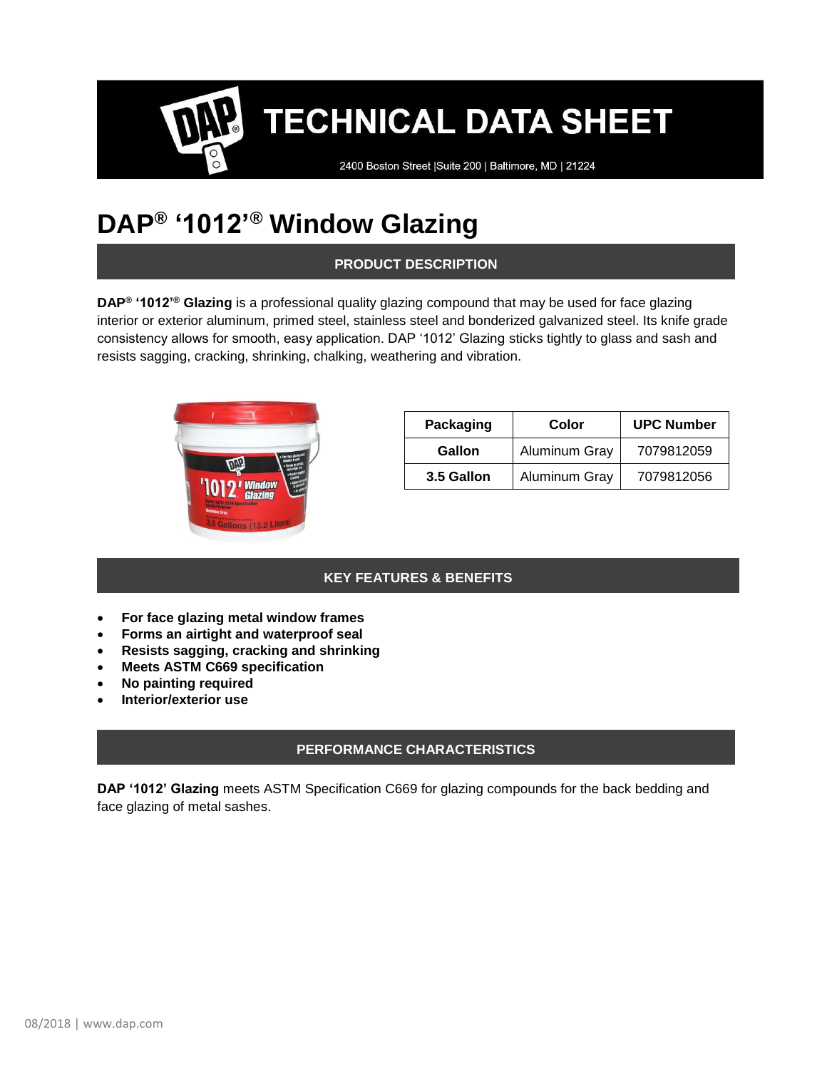# TECHNICAL DATA SHEET

2400 Boston Street |Suite 200 | Baltimore, MD | 21224

# DAP® '1012'® Window Glazing

## PRODUCT DESCRIPTION

**DAP® '1012'® Glazing** is a professional quality glazing compound that may be used for face glazing interior or exterior aluminum, primed steel, stainless steel and bonderized galvanized steel. Its knife grade consistency allows for smooth, easy application. DAP '1012' Glazing sticks tightly to glass and sash and resists sagging, cracking, shrinking, chalking, weathering and vibration.

| Packaging | Color | UPC Number |
| --- | --- | --- |
| **Gallon** | Aluminum Gray | 7079812059 |
| **3.5 Gallon** | Aluminum Gray | 7079812056 |

## KEY FEATURES & BENEFITS

- **For face glazing metal window frames**
- **Forms an airtight and waterproof seal**
- **Resists sagging, cracking and shrinking**
- **Meets ASTM C669 specification**
- **No painting required**
- **Interior/exterior use**

## PERFORMANCE CHARACTERISTICS

**DAP '1012' Glazing** meets ASTM Specification C669 for glazing compounds for the back bedding and face glazing of metal sashes.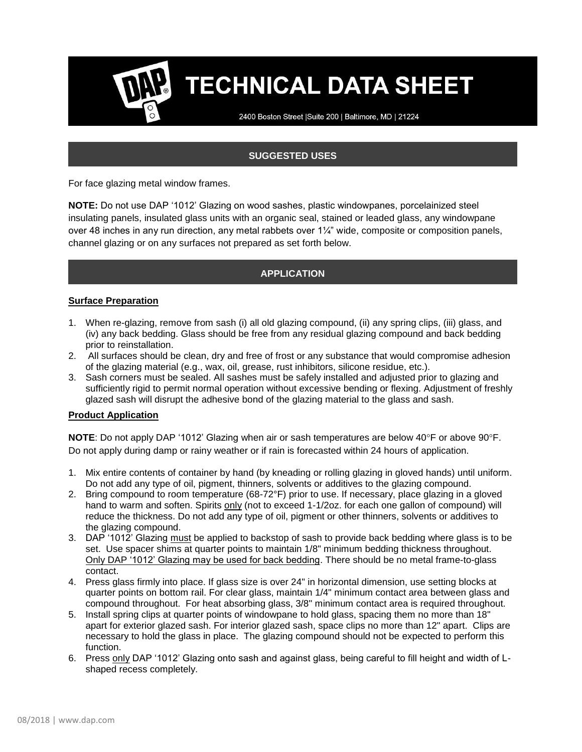# TECHNICAL DATA SHEET

2400 Boston Street |Suite 200 | Baltimore, MD | 21224

## SUGGESTED USES

For face glazing metal window frames.

**NOTE:** Do not use DAP '1012' Glazing on wood sashes, plastic windowpanes, porcelainized steel insulating panels, insulated glass units with an organic seal, stained or leaded glass, any windowpane over 48 inches in any run direction, any metal rabbets over 1¼" wide, composite or composition panels, channel glazing or on any surfaces not prepared as set forth below.

## APPLICATION

### Surface Preparation

1. When re-glazing, remove from sash (i) all old glazing compound, (ii) any spring clips, (iii) glass, and (iv) any back bedding. Glass should be free from any residual glazing compound and back bedding prior to reinstallation.
2. All surfaces should be clean, dry and free of frost or any substance that would compromise adhesion of the glazing material (e.g., wax, oil, grease, rust inhibitors, silicone residue, etc.).
3. Sash corners must be sealed. All sashes must be safely installed and adjusted prior to glazing and sufficiently rigid to permit normal operation without excessive bending or flexing. Adjustment of freshly glazed sash will disrupt the adhesive bond of the glazing material to the glass and sash.

### Product Application

**NOTE**: Do not apply DAP '1012' Glazing when air or sash temperatures are below 40°F or above 90°F. Do not apply during damp or rainy weather or if rain is forecasted within 24 hours of application.

1. Mix entire contents of container by hand (by kneading or rolling glazing in gloved hands) until uniform. Do not add any type of oil, pigment, thinners, solvents or additives to the glazing compound.
2. Bring compound to room temperature (68-72°F) prior to use. If necessary, place glazing in a gloved hand to warm and soften. Spirits <u>only</u> (not to exceed 1-1/2oz. for each one gallon of compound) will reduce the thickness. Do not add any type of oil, pigment or other thinners, solvents or additives to the glazing compound.
3. DAP '1012' Glazing <u>must</u> be applied to backstop of sash to provide back bedding where glass is to be set. Use spacer shims at quarter points to maintain 1/8" minimum bedding thickness throughout. <u>Only DAP '1012' Glazing may be used for back bedding</u>. There should be no metal frame-to-glass contact.
4. Press glass firmly into place. If glass size is over 24" in horizontal dimension, use setting blocks at quarter points on bottom rail. For clear glass, maintain 1/4" minimum contact area between glass and compound throughout. For heat absorbing glass, 3/8" minimum contact area is required throughout.
5. Install spring clips at quarter points of windowpane to hold glass, spacing them no more than 18" apart for exterior glazed sash. For interior glazed sash, space clips no more than 12" apart. Clips are necessary to hold the glass in place. The glazing compound should not be expected to perform this function.
6. Press <u>only</u> DAP '1012' Glazing onto sash and against glass, being careful to fill height and width of L-shaped recess completely.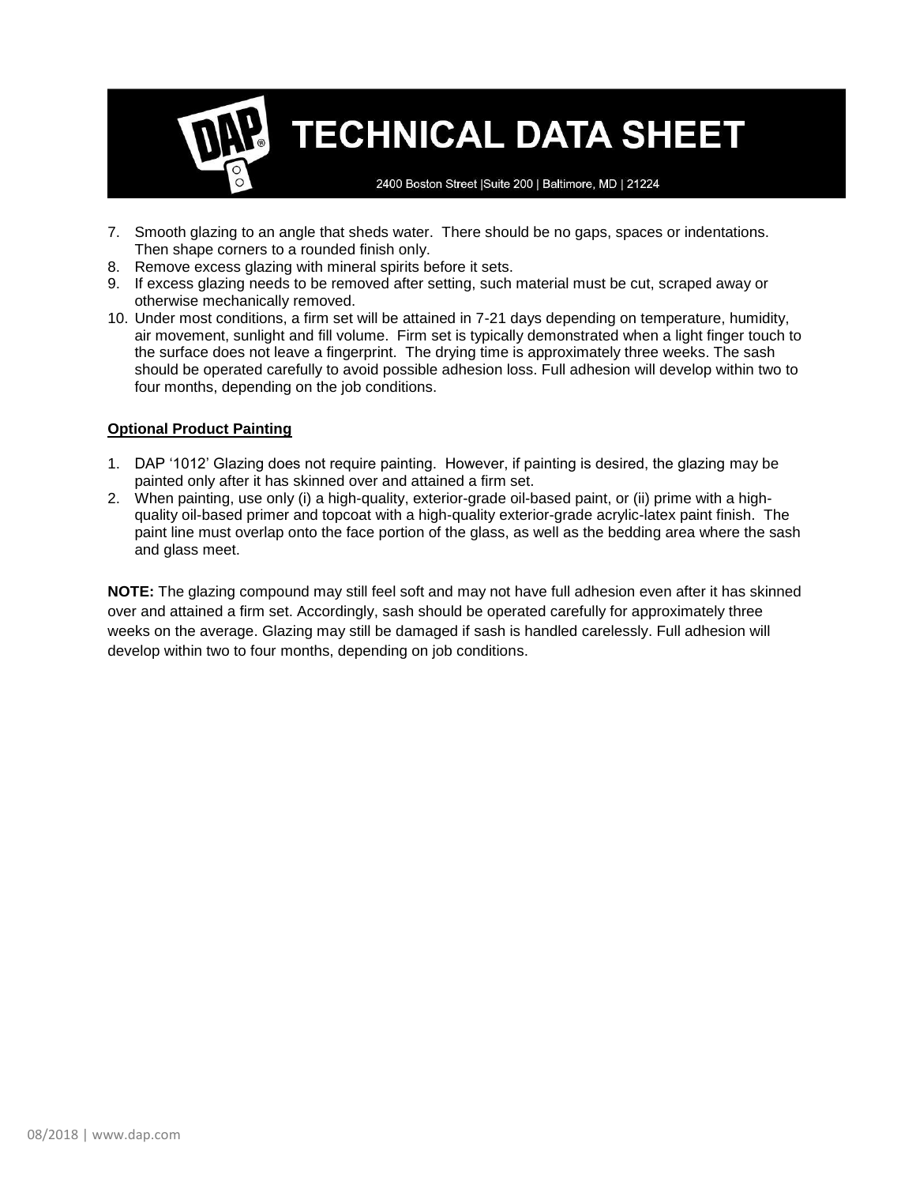7. Smooth glazing to an angle that sheds water. There should be no gaps, spaces or indentations. Then shape corners to a rounded finish only.
8. Remove excess glazing with mineral spirits before it sets.
9. If excess glazing needs to be removed after setting, such material must be cut, scraped away or otherwise mechanically removed.
10. Under most conditions, a firm set will be attained in 7-21 days depending on temperature, humidity, air movement, sunlight and fill volume. Firm set is typically demonstrated when a light finger touch to the surface does not leave a fingerprint. The drying time is approximately three weeks. The sash should be operated carefully to avoid possible adhesion loss. Full adhesion will develop within two to four months, depending on the job conditions.

**Optional Product Painting**

1. DAP '1012' Glazing does not require painting. However, if painting is desired, the glazing may be painted only after it has skinned over and attained a firm set.
2. When painting, use only (i) a high-quality, exterior-grade oil-based paint, or (ii) prime with a high-quality oil-based primer and topcoat with a high-quality exterior-grade acrylic-latex paint finish. The paint line must overlap onto the face portion of the glass, as well as the bedding area where the sash and glass meet.

**NOTE:** The glazing compound may still feel soft and may not have full adhesion even after it has skinned over and attained a firm set. Accordingly, sash should be operated carefully for approximately three weeks on the average. Glazing may still be damaged if sash is handled carelessly. Full adhesion will develop within two to four months, depending on job conditions.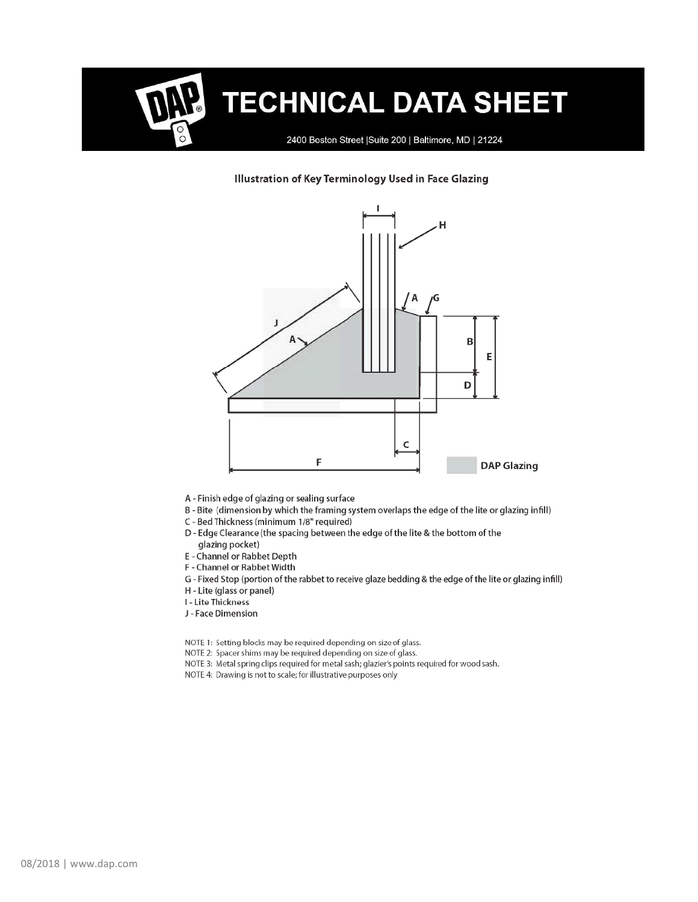# TECHNICAL DATA SHEET

2400 Boston Street |Suite 200 | Baltimore, MD | 21224

### Illustration of Key Terminology Used in Face Glazing

DAP Glazing

- A - Finish edge of glazing or sealing surface
- B - Bite (dimension by which the framing system overlaps the edge of the lite or glazing infill)
- C - Bed Thickness (minimum 1/8" required)
- D - Edge Clearance (the spacing between the edge of the lite & the bottom of the glazing pocket)
- E - Channel or Rabbet Depth
- F - Channel or Rabbet Width
- G - Fixed Stop (portion of the rabbet to receive glaze bedding & the edge of the lite or glazing infill)
- H - Lite (glass or panel)
- I - Lite Thickness
- J - Face Dimension

NOTE 1: Setting blocks may be required depending on size of glass.

NOTE 2: Spacer shims may be required depending on size of glass.

NOTE 3: Metal spring clips required for metal sash; glazier's points required for wood sash.

NOTE 4: Drawing is not to scale; for illustrative purposes only

08/2018 | www.dap.com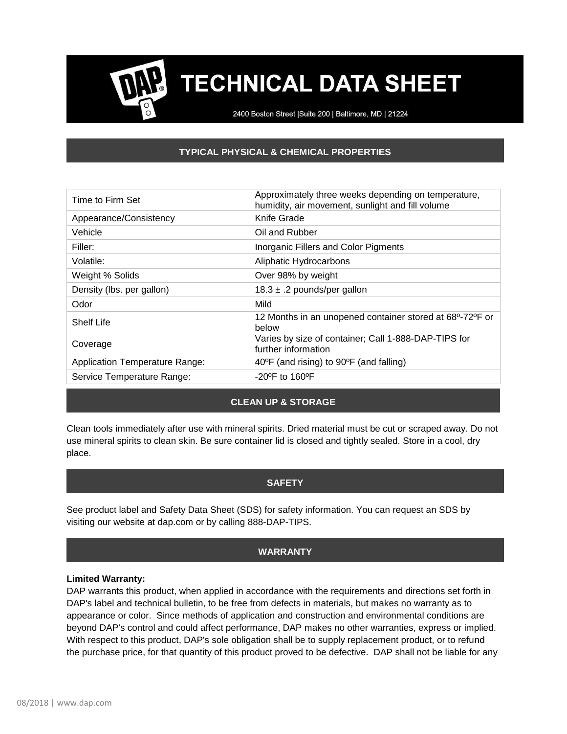# TECHNICAL DATA SHEET

2400 Boston Street |Suite 200 | Baltimore, MD | 21224

## TYPICAL PHYSICAL & CHEMICAL PROPERTIES

| Property | Value |
| --- | --- |
| Time to Firm Set | Approximately three weeks depending on temperature, humidity, air movement, sunlight and fill volume |
| Appearance/Consistency | Knife Grade |
| Vehicle | Oil and Rubber |
| Filler: | Inorganic Fillers and Color Pigments |
| Volatile: | Aliphatic Hydrocarbons |
| Weight % Solids | Over 98% by weight |
| Density (lbs. per gallon) | 18.3 ± .2 pounds/per gallon |
| Odor | Mild |
| Shelf Life | 12 Months in an unopened container stored at 68º-72ºF or below |
| Coverage | Varies by size of container; Call 1-888-DAP-TIPS for further information |
| Application Temperature Range: | 40ºF (and rising) to 90ºF (and falling) |
| Service Temperature Range: | -20ºF to 160ºF |

## CLEAN UP & STORAGE

Clean tools immediately after use with mineral spirits. Dried material must be cut or scraped away. Do not use mineral spirits to clean skin. Be sure container lid is closed and tightly sealed. Store in a cool, dry place.

## SAFETY

See product label and Safety Data Sheet (SDS) for safety information. You can request an SDS by visiting our website at dap.com or by calling 888-DAP-TIPS.

## WARRANTY

**Limited Warranty:**
DAP warrants this product, when applied in accordance with the requirements and directions set forth in DAP's label and technical bulletin, to be free from defects in materials, but makes no warranty as to appearance or color. Since methods of application and construction and environmental conditions are beyond DAP's control and could affect performance, DAP makes no other warranties, express or implied. With respect to this product, DAP's sole obligation shall be to supply replacement product, or to refund the purchase price, for that quantity of this product proved to be defective. DAP shall not be liable for any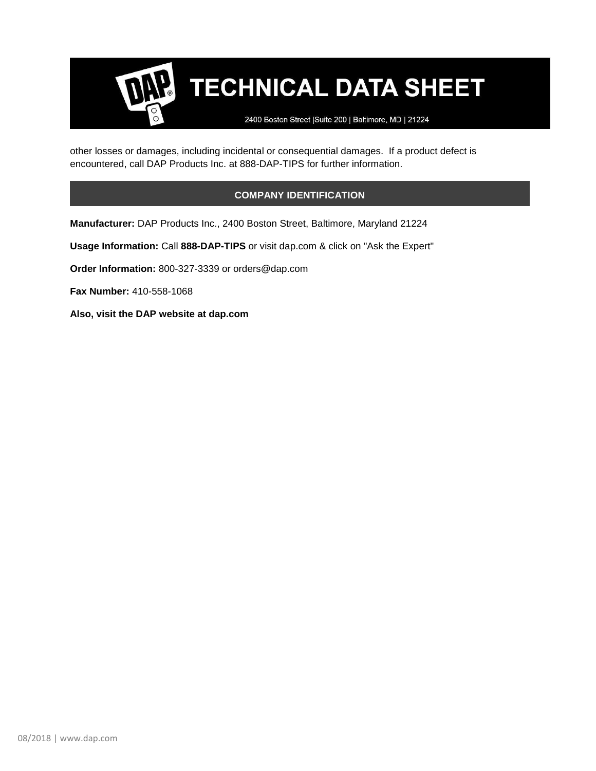other losses or damages, including incidental or consequential damages. If a product defect is encountered, call DAP Products Inc. at 888-DAP-TIPS for further information.

## COMPANY IDENTIFICATION

**Manufacturer:** DAP Products Inc., 2400 Boston Street, Baltimore, Maryland 21224

**Usage Information:** Call **888-DAP-TIPS** or visit dap.com & click on "Ask the Expert"

**Order Information:** 800-327-3339 or orders@dap.com

**Fax Number:** 410-558-1068

**Also, visit the DAP website at dap.com**